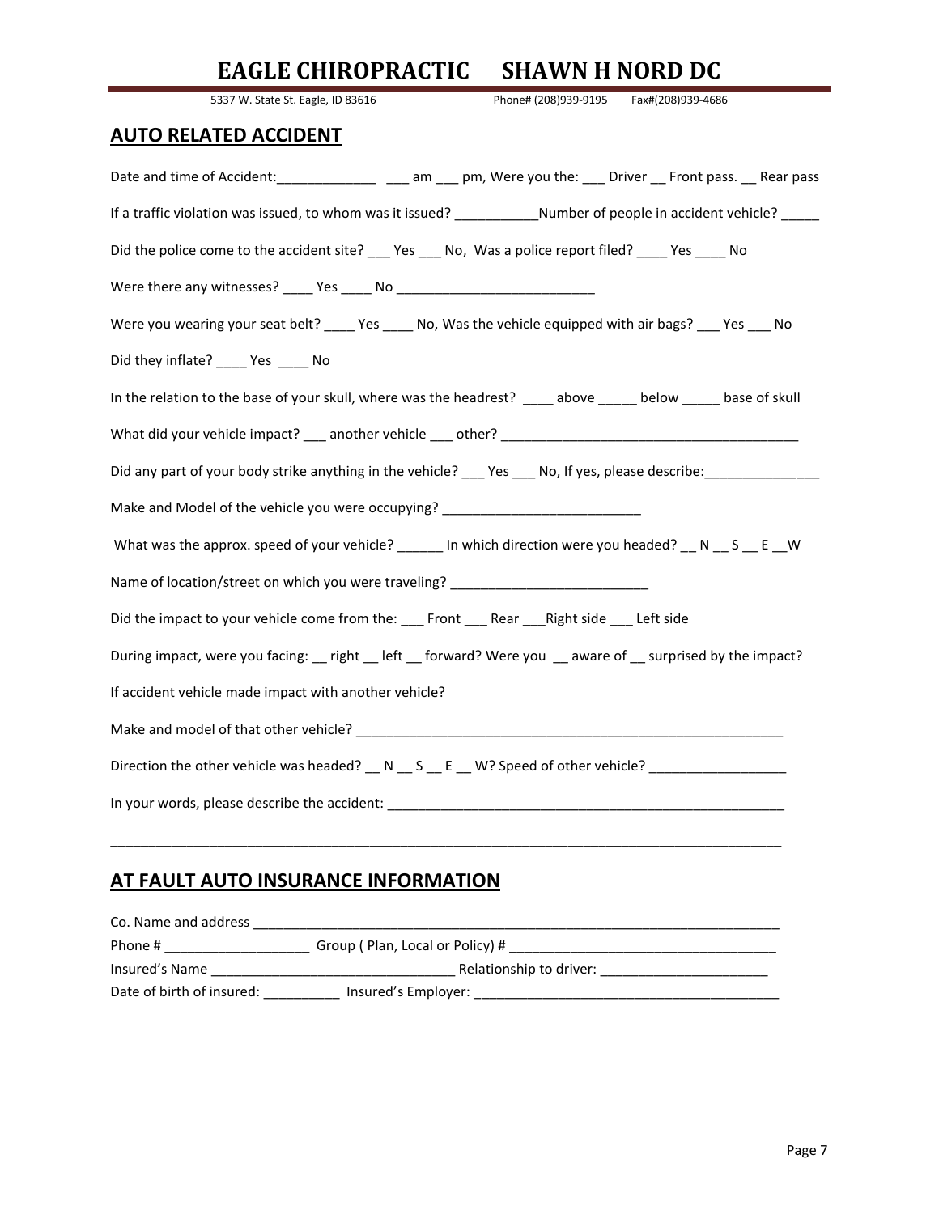# EAGLE CHIROPRACTIC SHAWN H NORD DC

5337 W. State St. Eagle, ID 83616 Phone# (208)939-9195 Fax#(208)939-4686

## AUTO RELATED ACCIDENT

Date and time of Accident:_____________ ___ am ___ pm, Were you the: ___ Driver __ Front pass. __ Rear pass

If a traffic violation was issued, to whom was it issued? ___________Number of people in accident vehicle? _____

Did the police come to the accident site? ___ Yes ___ No, Was a police report filed? ____ Yes ____ No

Were there any witnesses? ____ Yes ____ No __________________________

Were you wearing your seat belt? ____ Yes ____ No, Was the vehicle equipped with air bags? ___ Yes ___ No

Did they inflate? ____ Yes ____ No

In the relation to the base of your skull, where was the headrest? ____ above _____ below _____ base of skull

What did your vehicle impact? ___ another vehicle ___ other? ________________________________________

Did any part of your body strike anything in the vehicle? ___ Yes ___ No, If yes, please describe:_______________

Make and Model of the vehicle you were occupying? __________________________

What was the approx. speed of your vehicle? ______ In which direction were you headed? __ N __ S __ E __W

Name of location/street on which you were traveling? __________________________

Did the impact to your vehicle come from the: ___ Front ___ Rear ___Right side ___ Left side

During impact, were you facing: __ right __ left __ forward? Were you __ aware of __ surprised by the impact?

If accident vehicle made impact with another vehicle?

Make and model of that other vehicle? _________________________________________________________

Direction the other vehicle was headed? __ N __ S __ E __ W? Speed of other vehicle? __________________

In your words, please describe the accident: ______________________________________________________

_____________________________________________________________________________________________

## AT FAULT AUTO INSURANCE INFORMATION

Co. Name and address __________________________________________________________________________

Phone # ___________________ Group ( Plan, Local or Policy) # ____________________________________

Insured's Name ________________________________ Relationship to driver: _______________________

Date of birth of insured: __________ Insured's Employer: ________________________________________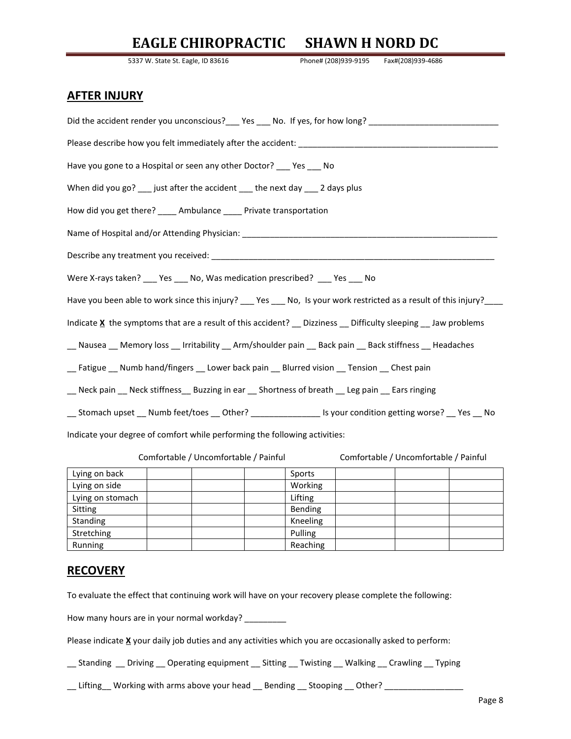# EAGLE CHIROPRACTIC SHAWN H NORD DC

5337 W. State St. Eagle, ID 83616 Phone# (208)939-9195 Fax#(208)939-4686

## AFTER INJURY

Did the accident render you unconscious?___ Yes ___ No. If yes, for how long? ____________________________

Please describe how you felt immediately after the accident: ____________________________________________

Have you gone to a Hospital or seen any other Doctor? ___ Yes ___ No

When did you go? ___ just after the accident ___ the next day ___ 2 days plus

How did you get there? ____ Ambulance ____ Private transportation

Name of Hospital and/or Attending Physician: ________________________________________________________

Describe any treatment you received: _______________________________________________________________

Were X-rays taken? ___ Yes ___ No, Was medication prescribed? ___ Yes ___ No

Have you been able to work since this injury? ___ Yes ___ No, Is your work restricted as a result of this injury?____

Indicate **X** the symptoms that are a result of this accident? __ Dizziness __ Difficulty sleeping __ Jaw problems

__ Nausea __ Memory loss __ Irritability __ Arm/shoulder pain __ Back pain __ Back stiffness __ Headaches

__ Fatigue __ Numb hand/fingers __ Lower back pain __ Blurred vision __ Tension __ Chest pain

__ Neck pain __ Neck stiffness__ Buzzing in ear __ Shortness of breath __ Leg pain __ Ears ringing

__ Stomach upset __ Numb feet/toes __ Other? _______________ Is your condition getting worse? __ Yes __ No

Indicate your degree of comfort while performing the following activities:

| | Comfortable | Uncomfortable | Painful | | Comfortable | Uncomfortable | Painful |
|---|---|---|---|---|---|---|---|
| Lying on back | | | | Sports | | | |
| Lying on side | | | | Working | | | |
| Lying on stomach | | | | Lifting | | | |
| Sitting | | | | Bending | | | |
| Standing | | | | Kneeling | | | |
| Stretching | | | | Pulling | | | |
| Running | | | | Reaching | | | |

## RECOVERY

To evaluate the effect that continuing work will have on your recovery please complete the following:

How many hours are in your normal workday? _________

Please indicate **X** your daily job duties and any activities which you are occasionally asked to perform:

__ Standing __ Driving __ Operating equipment __ Sitting __ Twisting __ Walking __ Crawling __ Typing

__ Lifting__ Working with arms above your head __ Bending __ Stooping __ Other? _________________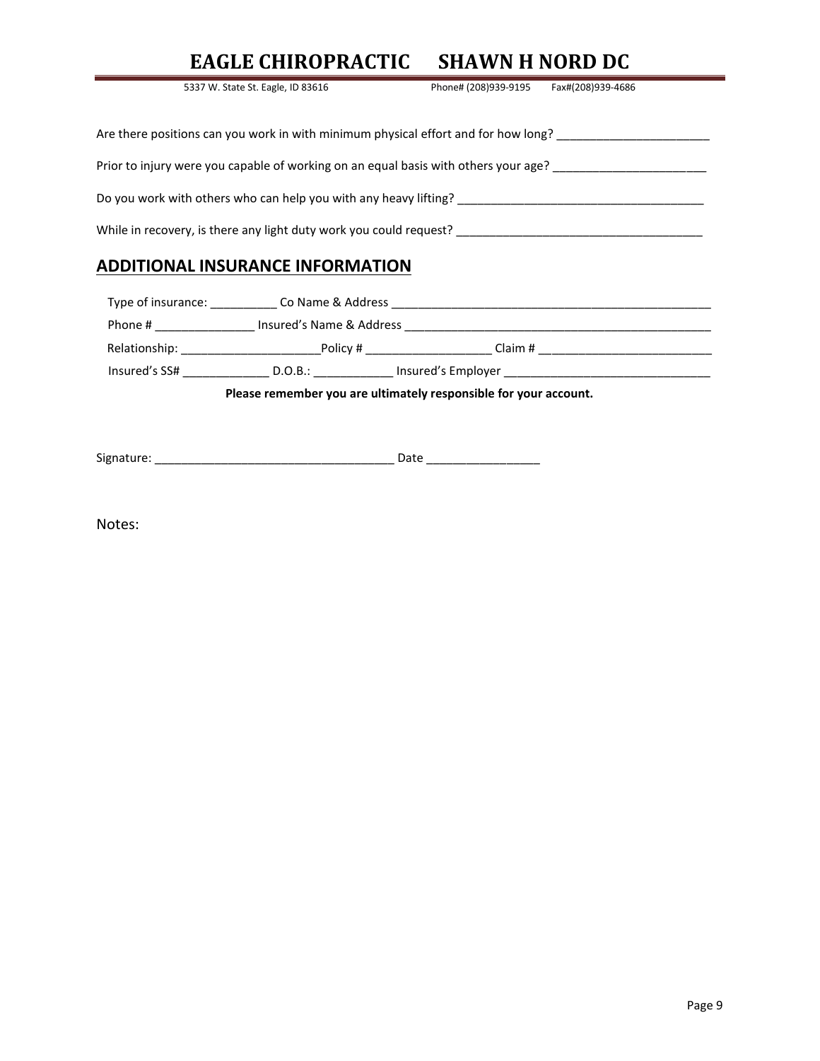Are there positions can you work in with minimum physical effort and for how long? _______________________

Prior to injury were you capable of working on an equal basis with others your age? _______________________

Do you work with others who can help you with any heavy lifting? _____________________________________

While in recovery, is there any light duty work you could request? _____________________________________

## ADDITIONAL INSURANCE INFORMATION

Type of insurance: __________ Co Name & Address _________________________________________________

Phone # _______________ Insured's Name & Address ________________________________________________

Relationship: _____________________Policy # ___________________ Claim # __________________________

Insured's SS# _____________ D.O.B.: ____________ Insured's Employer _______________________________

**Please remember you are ultimately responsible for your account.**

Signature: ____________________________________ Date _________________

Notes: